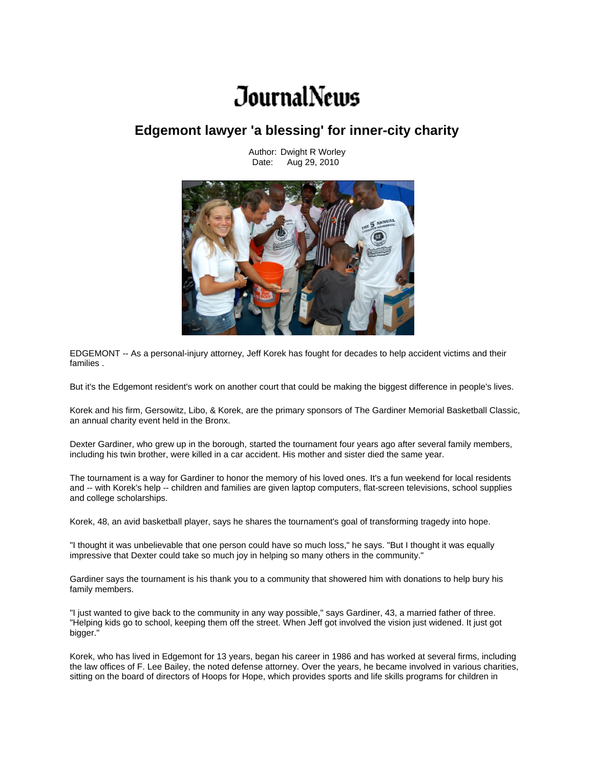# JournalNews

## Edgemont lawyer 'a blessing' for inner-city charity

Author: Dwight R Worley
Date: Aug 29, 2010

EDGEMONT -- As a personal-injury attorney, Jeff Korek has fought for decades to help accident victims and their families .

But it's the Edgemont resident's work on another court that could be making the biggest difference in people's lives.

Korek and his firm, Gersowitz, Libo, & Korek, are the primary sponsors of The Gardiner Memorial Basketball Classic, an annual charity event held in the Bronx.

Dexter Gardiner, who grew up in the borough, started the tournament four years ago after several family members, including his twin brother, were killed in a car accident. His mother and sister died the same year.

The tournament is a way for Gardiner to honor the memory of his loved ones. It's a fun weekend for local residents and -- with Korek's help -- children and families are given laptop computers, flat-screen televisions, school supplies and college scholarships.

Korek, 48, an avid basketball player, says he shares the tournament's goal of transforming tragedy into hope.

"I thought it was unbelievable that one person could have so much loss," he says. "But I thought it was equally impressive that Dexter could take so much joy in helping so many others in the community."

Gardiner says the tournament is his thank you to a community that showered him with donations to help bury his family members.

"I just wanted to give back to the community in any way possible," says Gardiner, 43, a married father of three. "Helping kids go to school, keeping them off the street. When Jeff got involved the vision just widened. It just got bigger."

Korek, who has lived in Edgemont for 13 years, began his career in 1986 and has worked at several firms, including the law offices of F. Lee Bailey, the noted defense attorney. Over the years, he became involved in various charities, sitting on the board of directors of Hoops for Hope, which provides sports and life skills programs for children in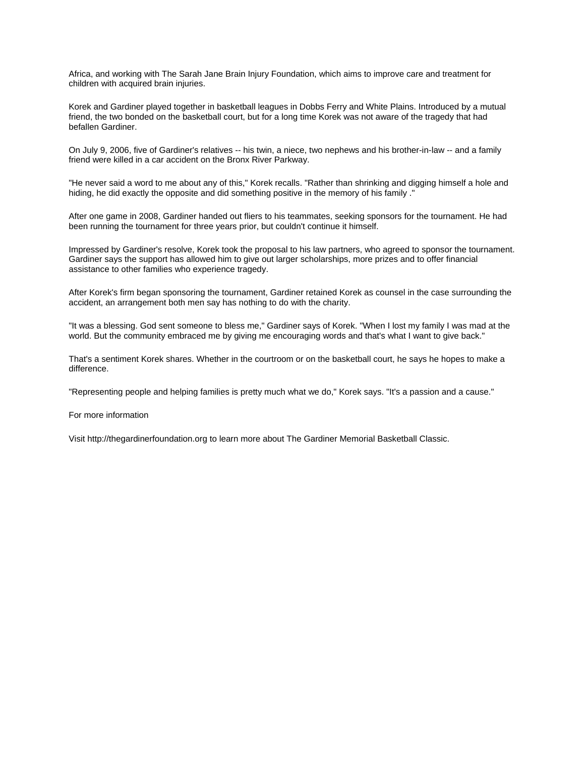Africa, and working with The Sarah Jane Brain Injury Foundation, which aims to improve care and treatment for children with acquired brain injuries.

Korek and Gardiner played together in basketball leagues in Dobbs Ferry and White Plains. Introduced by a mutual friend, the two bonded on the basketball court, but for a long time Korek was not aware of the tragedy that had befallen Gardiner.

On July 9, 2006, five of Gardiner's relatives -- his twin, a niece, two nephews and his brother-in-law -- and a family friend were killed in a car accident on the Bronx River Parkway.

"He never said a word to me about any of this," Korek recalls. "Rather than shrinking and digging himself a hole and hiding, he did exactly the opposite and did something positive in the memory of his family ."

After one game in 2008, Gardiner handed out fliers to his teammates, seeking sponsors for the tournament. He had been running the tournament for three years prior, but couldn't continue it himself.

Impressed by Gardiner's resolve, Korek took the proposal to his law partners, who agreed to sponsor the tournament. Gardiner says the support has allowed him to give out larger scholarships, more prizes and to offer financial assistance to other families who experience tragedy.

After Korek's firm began sponsoring the tournament, Gardiner retained Korek as counsel in the case surrounding the accident, an arrangement both men say has nothing to do with the charity.

"It was a blessing. God sent someone to bless me," Gardiner says of Korek. "When I lost my family I was mad at the world. But the community embraced me by giving me encouraging words and that's what I want to give back."

That's a sentiment Korek shares. Whether in the courtroom or on the basketball court, he says he hopes to make a difference.

"Representing people and helping families is pretty much what we do," Korek says. "It's a passion and a cause."

For more information

Visit http://thegardinerfoundation.org to learn more about The Gardiner Memorial Basketball Classic.